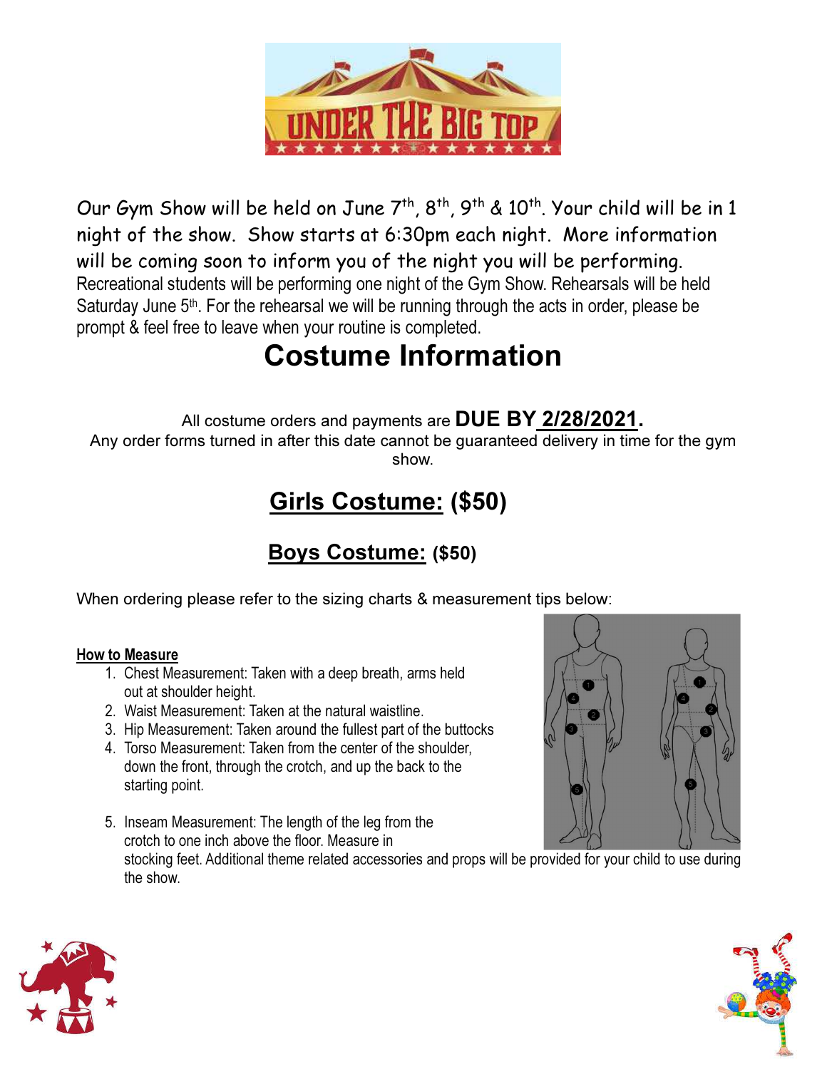# UNDER THE BIG TOP

Our Gym Show will be held on June 7th, 8th, 9th & 10th. Your child will be in 1 night of the show. Show starts at 6:30pm each night. More information will be coming soon to inform you of the night you will be performing. Recreational students will be performing one night of the Gym Show. Rehearsals will be held Saturday June 5th. For the rehearsal we will be running through the acts in order, please be prompt & feel free to leave when your routine is completed.

# Costume Information

All costume orders and payments are **DUE BY 2/28/2021.**
Any order forms turned in after this date cannot be guaranteed delivery in time for the gym show.

## Girls Costume: ($50)

## Boys Costume: ($50)

When ordering please refer to the sizing charts & measurement tips below:

**How to Measure**

1. Chest Measurement: Taken with a deep breath, arms held out at shoulder height.
2. Waist Measurement: Taken at the natural waistline.
3. Hip Measurement: Taken around the fullest part of the buttocks
4. Torso Measurement: Taken from the center of the shoulder, down the front, through the crotch, and up the back to the starting point.
5. Inseam Measurement: The length of the leg from the crotch to one inch above the floor. Measure in stocking feet. Additional theme related accessories and props will be provided for your child to use during the show.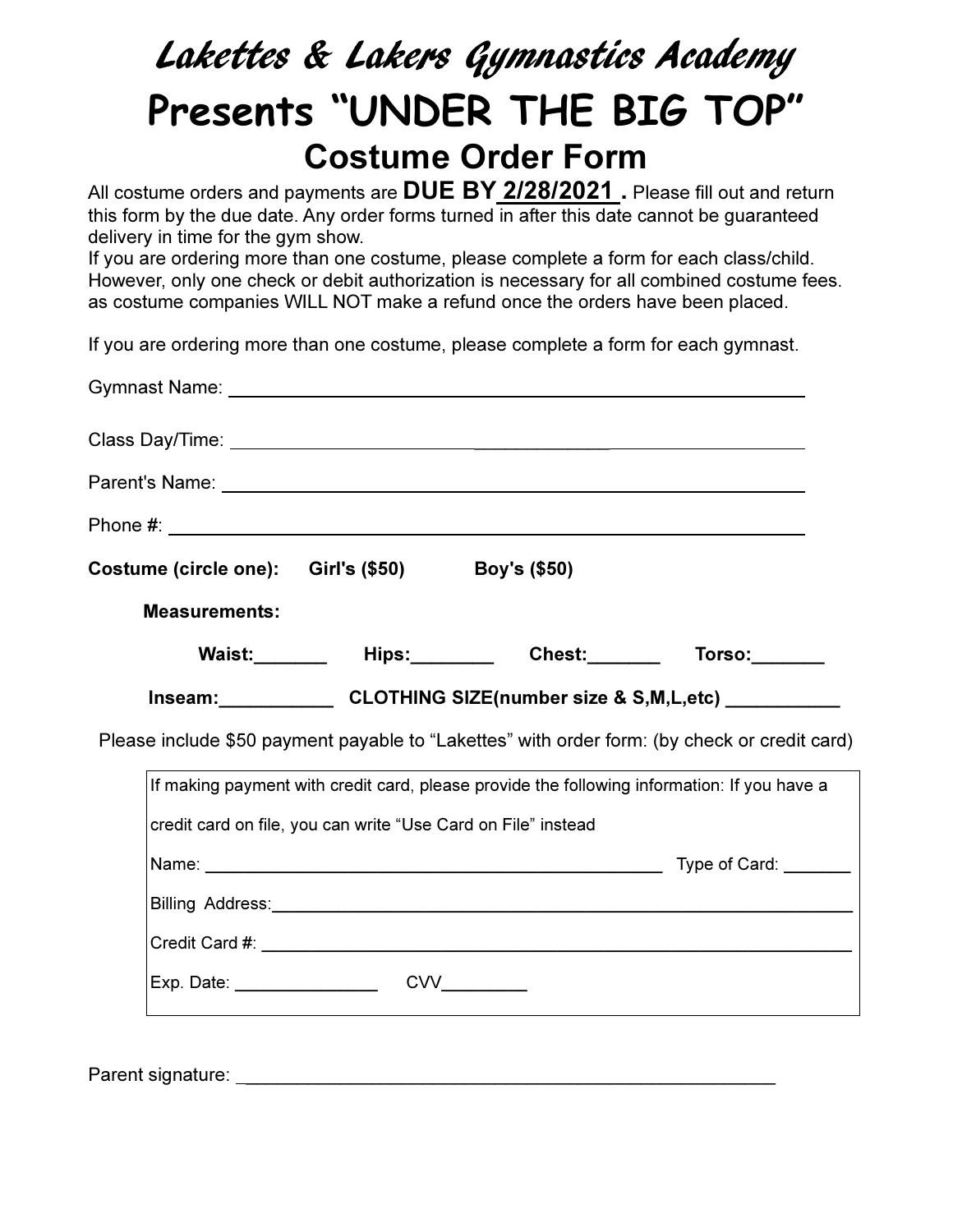# *Lakettes & Lakers Gymnastics Academy*

# Presents "UNDER THE BIG TOP"

## Costume Order Form

All costume orders and payments are **DUE BY 2/28/2021 .** Please fill out and return this form by the due date. Any order forms turned in after this date cannot be guaranteed delivery in time for the gym show.
If you are ordering more than one costume, please complete a form for each class/child. However, only one check or debit authorization is necessary for all combined costume fees. as costume companies WILL NOT make a refund once the orders have been placed.

If you are ordering more than one costume, please complete a form for each gymnast.

Gymnast Name: ______________________________________________

Class Day/Time: ______________________________________________

Parent's Name: ______________________________________________

Phone #: ______________________________________________

**Costume (circle one):** **Girl's ($50)** **Boy's ($50)**

**Measurements:**

**Waist:_______** **Hips:________** **Chest:_______** **Torso:_______**

**Inseam:___________** **CLOTHING SIZE(number size & S,M,L,etc) ___________**

Please include $50 payment payable to "Lakettes" with order form: (by check or credit card)

If making payment with credit card, please provide the following information: If you have a credit card on file, you can write "Use Card on File" instead

Name: ______________________________________ Type of Card: _______

Billing Address:______________________________________________

Credit Card #: ______________________________________________

Exp. Date: ______________ CVV________

Parent signature: ______________________________________________